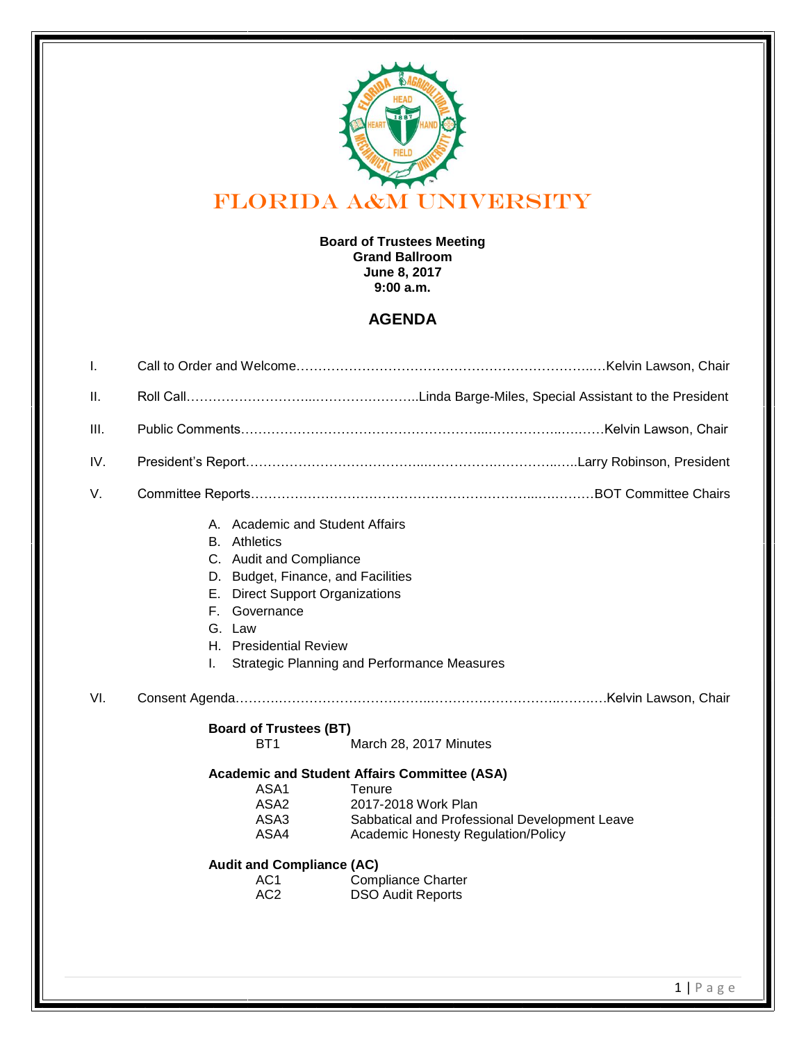# FLORIDA A&M UNIVERSITY

**Board of Trustees Meeting**
**Grand Ballroom**
**June 8, 2017**
**9:00 a.m.**

## AGENDA

I. Call to Order and Welcome……………………………………………………………..…Kelvin Lawson, Chair

II. Roll Call………………………...……………………..Linda Barge-Miles, Special Assistant to the President

III. Public Comments……………………………………………...……………..…..……Kelvin Lawson, Chair

IV. President's Report…………………………………...……………….……………..…..Larry Robinson, President

V. Committee Reports……………………………………………………...….………BOT Committee Chairs

   A. Academic and Student Affairs
   B. Athletics
   C. Audit and Compliance
   D. Budget, Finance, and Facilities
   E. Direct Support Organizations
   F. Governance
   G. Law
   H. Presidential Review
   I. Strategic Planning and Performance Measures

VI. Consent Agenda……….…………………………...………….…………….……….Kelvin Lawson, Chair

**Board of Trustees (BT)**

| | |
|---|---|
| BT1 | March 28, 2017 Minutes |

**Academic and Student Affairs Committee (ASA)**

| | |
|---|---|
| ASA1 | Tenure |
| ASA2 | 2017-2018 Work Plan |
| ASA3 | Sabbatical and Professional Development Leave |
| ASA4 | Academic Honesty Regulation/Policy |

**Audit and Compliance (AC)**

| | |
|---|---|
| AC1 | Compliance Charter |
| AC2 | DSO Audit Reports |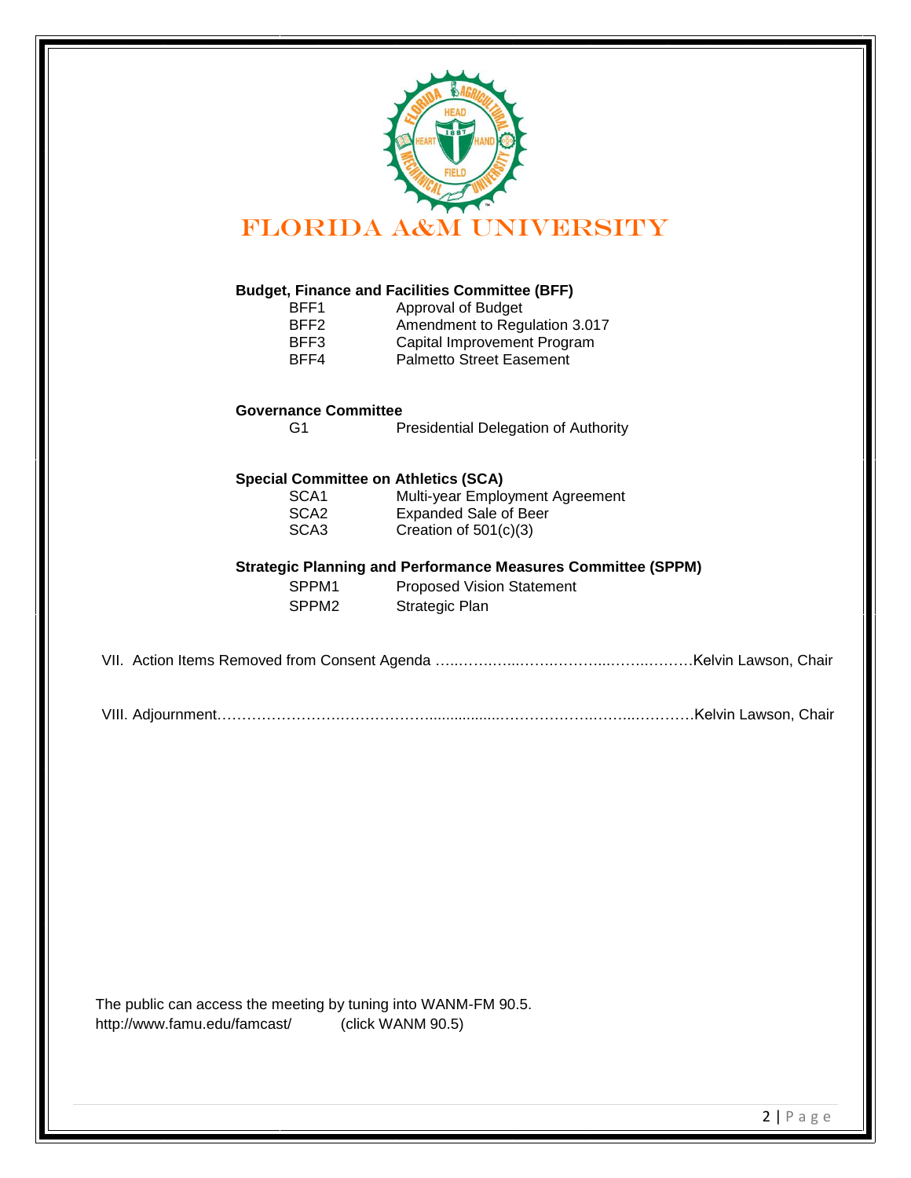# FLORIDA A&M UNIVERSITY

**Budget, Finance and Facilities Committee (BFF)**

| | |
|---|---|
| BFF1 | Approval of Budget |
| BFF2 | Amendment to Regulation 3.017 |
| BFF3 | Capital Improvement Program |
| BFF4 | Palmetto Street Easement |

**Governance Committee**

| | |
|---|---|
| G1 | Presidential Delegation of Authority |

**Special Committee on Athletics (SCA)**

| | |
|---|---|
| SCA1 | Multi-year Employment Agreement |
| SCA2 | Expanded Sale of Beer |
| SCA3 | Creation of 501(c)(3) |

**Strategic Planning and Performance Measures Committee (SPPM)**

| | |
|---|---|
| SPPM1 | Proposed Vision Statement |
| SPPM2 | Strategic Plan |

VII. Action Items Removed from Consent Agenda ……………………………………………………Kelvin Lawson, Chair

VIII. Adjournment……………………………………………………………………………………Kelvin Lawson, Chair

The public can access the meeting by tuning into WANM-FM 90.5.
http://www.famu.edu/famcast/ (click WANM 90.5)